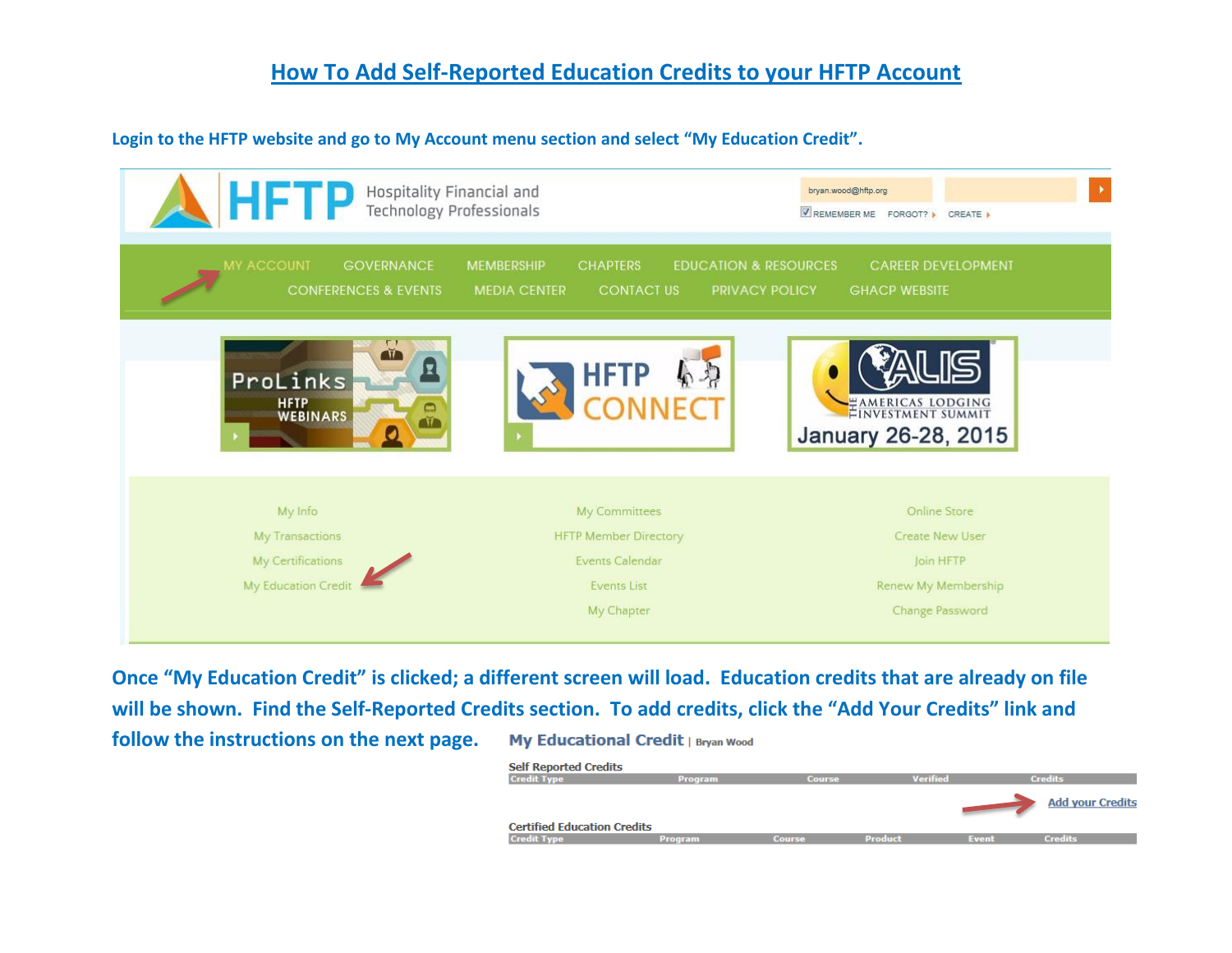# How To Add Self-Reported Education Credits to your HFTP Account

**Login to the HFTP website and go to My Account menu section and select "My Education Credit".**

HFTP Hospitality Financial and Technology Professionals

bryan.wood@hftp.org

REMEMBER ME FORGOT? CREATE

MY ACCOUNT GOVERNANCE MEMBERSHIP CHAPTERS EDUCATION & RESOURCES CAREER DEVELOPMENT CONFERENCES & EVENTS MEDIA CENTER CONTACT US PRIVACY POLICY GHACP WEBSITE

ProLinks HFTP WEBINARS

HFTP CONNECT

ALIS THE AMERICAS LODGING INVESTMENT SUMMIT January 26-28, 2015

| | | |
|---|---|---|
| My Info | My Committees | Online Store |
| My Transactions | HFTP Member Directory | Create New User |
| My Certifications | Events Calendar | Join HFTP |
| My Education Credit | Events List | Renew My Membership |
| | My Chapter | Change Password |

**Once "My Education Credit" is clicked; a different screen will load. Education credits that are already on file will be shown. Find the Self-Reported Credits section. To add credits, click the "Add Your Credits" link and follow the instructions on the next page.**

**My Educational Credit** | Bryan Wood

Self Reported Credits

| Credit Type | Program | Course | Verified | Credits |
|---|---|---|---|---|

Add your Credits

Certified Education Credits

| Credit Type | Program | Course | Product | Event | Credits |
|---|---|---|---|---|---|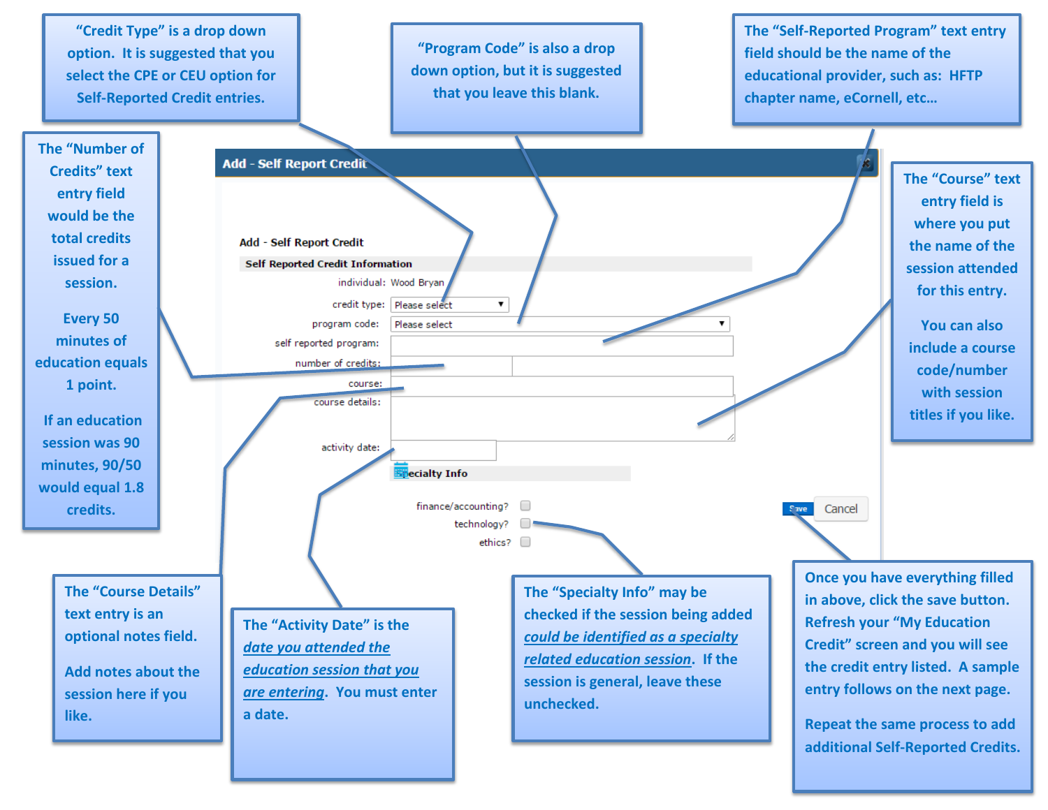"Credit Type" is a drop down option. It is suggested that you select the CPE or CEU option for Self-Reported Credit entries.

"Program Code" is also a drop down option, but it is suggested that you leave this blank.

The "Self-Reported Program" text entry field should be the name of the educational provider, such as: HFTP chapter name, eCornell, etc…

The "Number of Credits" text entry field would be the total credits issued for a session.

Every 50 minutes of education equals 1 point.

If an education session was 90 minutes, 90/50 would equal 1.8 credits.

**Add - Self Report Credit**

Add - Self Report Credit

**Self Reported Credit Information**

individual: Wood Bryan

credit type: Please select

program code: Please select

self reported program:

number of credits:

course:

course details:

activity date:

**Specialty Info**

finance/accounting?

technology?

ethics?

Save | Cancel

The "Course" text entry field is where you put the name of the session attended for this entry.

You can also include a course code/number with session titles if you like.

The "Course Details" text entry is an optional notes field.

Add notes about the session here if you like.

The "Activity Date" is the *date you attended the education session that you are entering*. You must enter a date.

The "Specialty Info" may be checked if the session being added *could be identified as a specialty related education session*. If the session is general, leave these unchecked.

Once you have everything filled in above, click the save button. Refresh your "My Education Credit" screen and you will see the credit entry listed. A sample entry follows on the next page.

Repeat the same process to add additional Self-Reported Credits.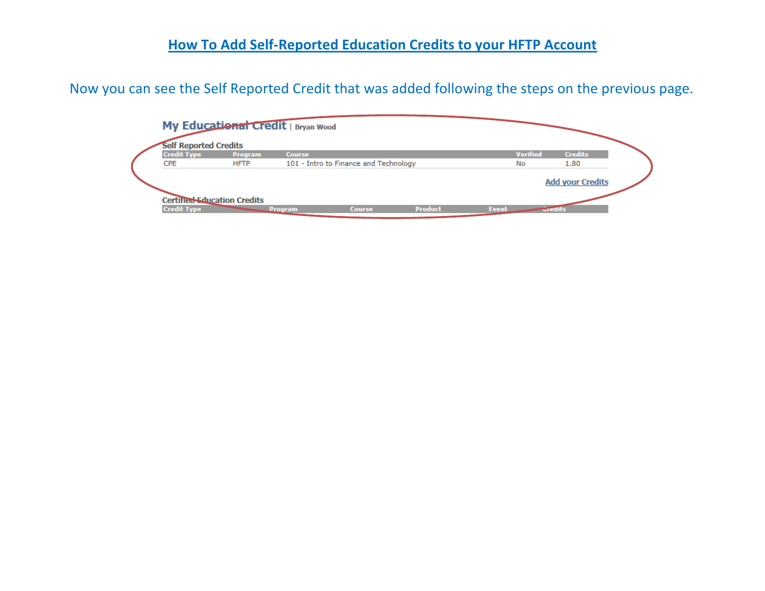# How To Add Self-Reported Education Credits to your HFTP Account

Now you can see the Self Reported Credit that was added following the steps on the previous page.

## My Educational Credit | Bryan Wood

**Self Reported Credits**

| Credit Type | Program | Course | Verified | Credits |
|---|---|---|---|---|
| CPE | HFTP | 101 - Intro to Finance and Technology | No | 1.80 |

Add your Credits

**Certified Education Credits**

| Credit Type | Program | Course | Product | Event | Credits |
|---|---|---|---|---|---|